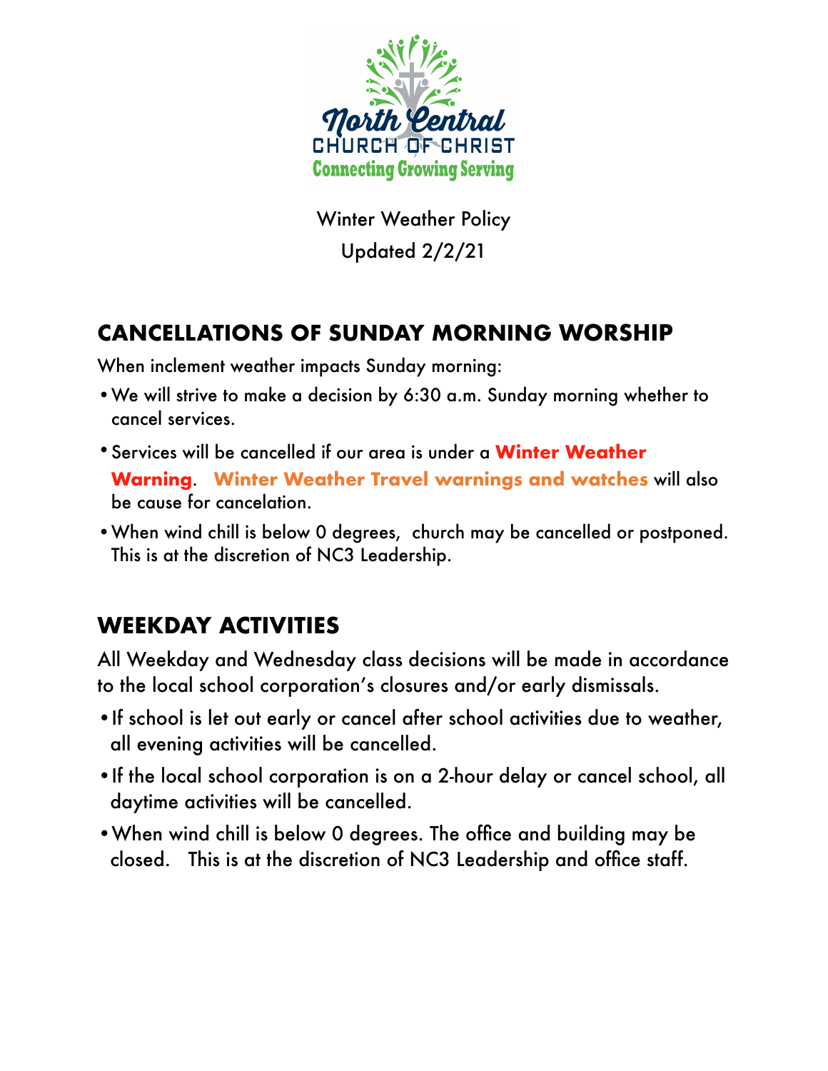North Central
CHURCH OF CHRIST
Connecting Growing Serving

Winter Weather Policy
Updated 2/2/21

## CANCELLATIONS OF SUNDAY MORNING WORSHIP

When inclement weather impacts Sunday morning:

- We will strive to make a decision by 6:30 a.m. Sunday morning whether to cancel services.
- Services will be cancelled if our area is under a **Winter Weather Warning**. **Winter Weather Travel warnings and watches** will also be cause for cancelation.
- When wind chill is below 0 degrees, church may be cancelled or postponed. This is at the discretion of NC3 Leadership.

## WEEKDAY ACTIVITIES

All Weekday and Wednesday class decisions will be made in accordance to the local school corporation's closures and/or early dismissals.

- If school is let out early or cancel after school activities due to weather, all evening activities will be cancelled.
- If the local school corporation is on a 2-hour delay or cancel school, all daytime activities will be cancelled.
- When wind chill is below 0 degrees. The office and building may be closed. This is at the discretion of NC3 Leadership and office staff.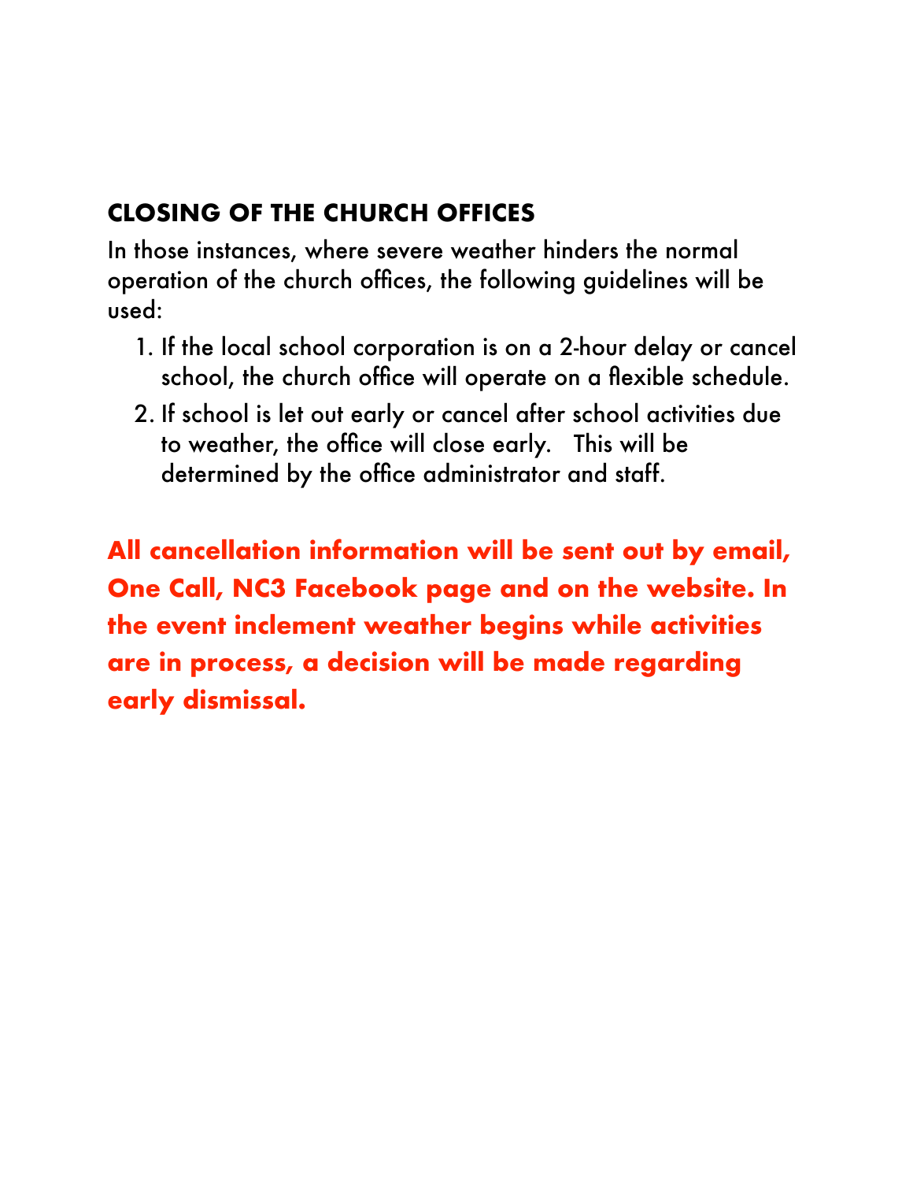## CLOSING OF THE CHURCH OFFICES

In those instances, where severe weather hinders the normal operation of the church offices, the following guidelines will be used:

1. If the local school corporation is on a 2-hour delay or cancel school, the church office will operate on a flexible schedule.
2. If school is let out early or cancel after school activities due to weather, the office will close early. This will be determined by the office administrator and staff.

**All cancellation information will be sent out by email, One Call, NC3 Facebook page and on the website. In the event inclement weather begins while activities are in process, a decision will be made regarding early dismissal.**